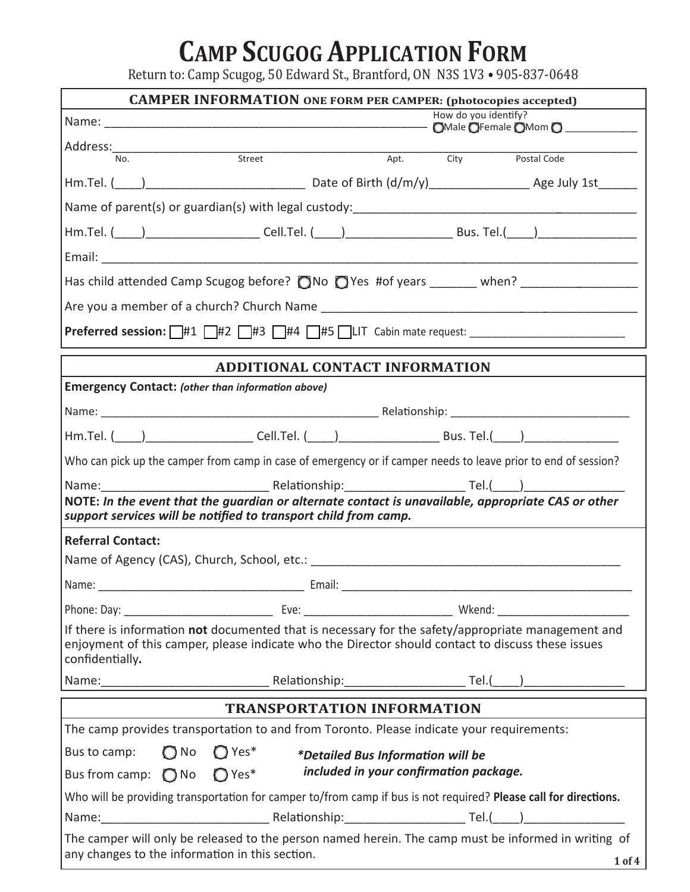# CAMP SCUGOG APPLICATION FORM

Return to: Camp Scugog, 50 Edward St., Brantford, ON N3S 1V3 • 905-837-0648

## CAMPER INFORMATION ONE FORM PER CAMPER: (photocopies accepted)

Name: ____________________________________________ How do you identify? ○Male ○Female ○Mom ○ ____________

Address: ______________________________________________________________________
No. Street Apt. City Postal Code

Hm.Tel. (____)______________________ Date of Birth (d/m/y)_______________ Age July 1st______

Name of parent(s) or guardian(s) with legal custody: ____________________________________________

Hm.Tel. (____)________________ Cell.Tel. (____)_______________ Bus. Tel.(____)_____________

Email: ______________________________________________________________________

Has child attended Camp Scugog before? ○No ○Yes #of years _______ when? _________________

Are you a member of a church? Church Name ____________________________________________

**Preferred session:** ☐#1 ☐#2 ☐#3 ☐#4 ☐#5 ☐LIT Cabin mate request: _________________________

## ADDITIONAL CONTACT INFORMATION

**Emergency Contact:** ***(other than information above)***

Name: ____________________________________________ Relationship: ____________________________

Hm.Tel. (____)________________ Cell.Tel. (____)_______________ Bus. Tel.(____)_____________

Who can pick up the camper from camp in case of emergency or if camper needs to leave prior to end of session?

Name:_________________________ Relationship:__________________ Tel.(____)_______________

**NOTE:** ***In the event that the guardian or alternate contact is unavailable, appropriate CAS or other support services will be notified to transport child from camp.***

**Referral Contact:**

Name of Agency (CAS), Church, School, etc.: ____________________________________________

Name: _________________________________ Email: _____________________________________________

Phone: Day: ________________________ Eve: _______________________ Wkend: _____________________

If there is information **not** documented that is necessary for the safety/appropriate management and enjoyment of this camper, please indicate who the Director should contact to discuss these issues confidentially**.**

Name:_________________________ Relationship:__________________ Tel.(____)_______________

## TRANSPORTATION INFORMATION

The camp provides transportation to and from Toronto. Please indicate your requirements:

Bus to camp: ○No ○Yes*

Bus from camp: ○No ○Yes*

***\*Detailed Bus Information will be included in your confirmation package.***

Who will be providing transportation for camper to/from camp if bus is not required? **Please call for directions.**

Name:_________________________ Relationship:__________________ Tel.(____)_______________

The camper will only be released to the person named herein. The camp must be informed in writing of any changes to the information in this section.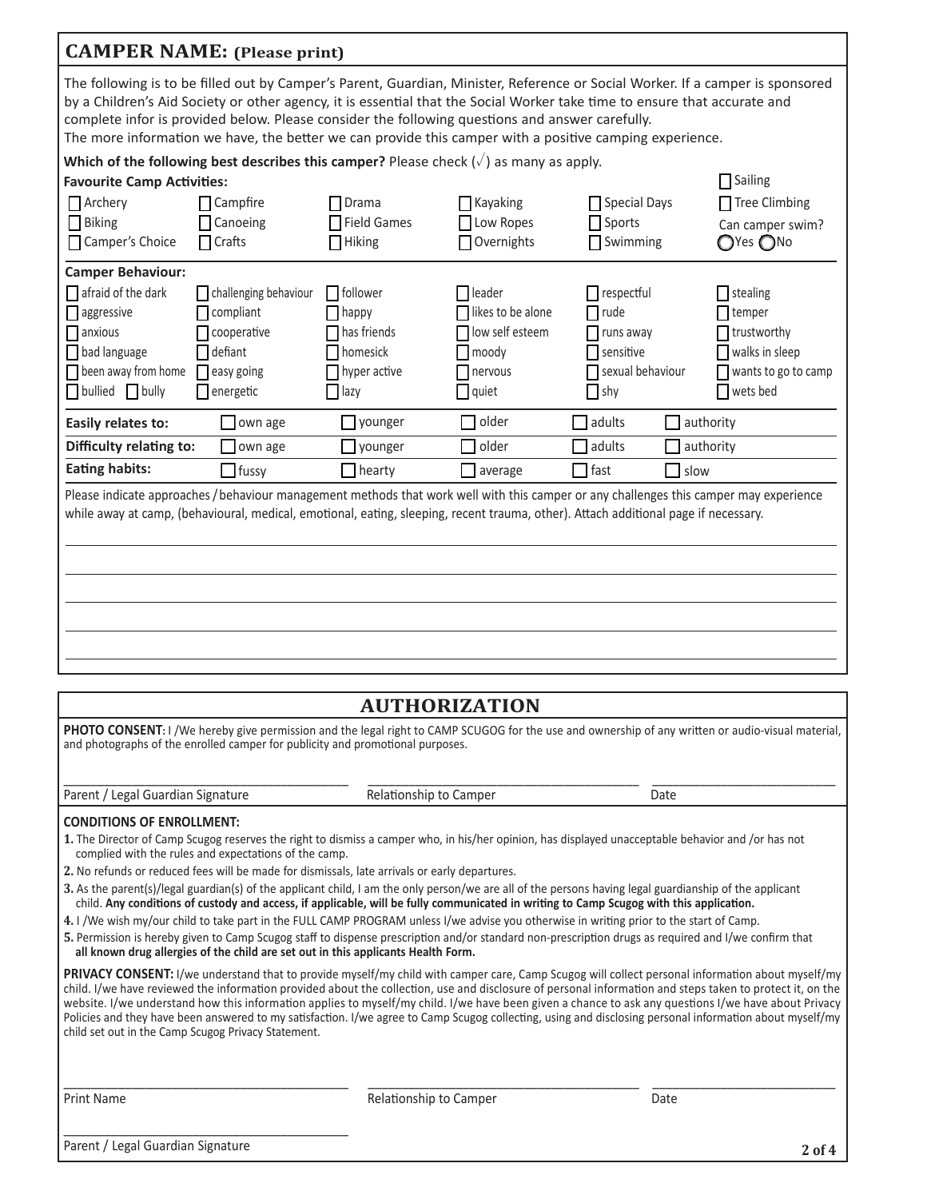## CAMPER NAME: (Please print)

The following is to be filled out by Camper's Parent, Guardian, Minister, Reference or Social Worker. If a camper is sponsored by a Children's Aid Society or other agency, it is essential that the Social Worker take time to ensure that accurate and complete infor is provided below. Please consider the following questions and answer carefully.
The more information we have, the better we can provide this camper with a positive camping experience.

**Which of the following best describes this camper?** Please check (√) as many as apply.

**Favourite Camp Activities:**

| | | | | | |
|---|---|---|---|---|---|
| ☐ Archery | ☐ Campfire | ☐ Drama | ☐ Kayaking | ☐ Special Days | ☐ Sailing |
| ☐ Biking | ☐ Canoeing | ☐ Field Games | ☐ Low Ropes | ☐ Sports | ☐ Tree Climbing |
| ☐ Camper's Choice | ☐ Crafts | ☐ Hiking | ☐ Overnights | ☐ Swimming | Can camper swim? ◯ Yes ◯ No |

**Camper Behaviour:**

| | | | | | |
|---|---|---|---|---|---|
| ☐ afraid of the dark | ☐ challenging behaviour | ☐ follower | ☐ leader | ☐ respectful | ☐ stealing |
| ☐ aggressive | ☐ compliant | ☐ happy | ☐ likes to be alone | ☐ rude | ☐ temper |
| ☐ anxious | ☐ cooperative | ☐ has friends | ☐ low self esteem | ☐ runs away | ☐ trustworthy |
| ☐ bad language | ☐ defiant | ☐ homesick | ☐ moody | ☐ sensitive | ☐ walks in sleep |
| ☐ been away from home | ☐ easy going | ☐ hyper active | ☐ nervous | ☐ sexual behaviour | ☐ wants to go to camp |
| ☐ bullied ☐ bully | ☐ energetic | ☐ lazy | ☐ quiet | ☐ shy | ☐ wets bed |

| | | | | | |
|---|---|---|---|---|---|
| **Easily relates to:** | ☐ own age | ☐ younger | ☐ older | ☐ adults | ☐ authority |
| **Difficulty relating to:** | ☐ own age | ☐ younger | ☐ older | ☐ adults | ☐ authority |
| **Eating habits:** | ☐ fussy | ☐ hearty | ☐ average | ☐ fast | ☐ slow |

Please indicate approaches / behaviour management methods that work well with this camper or any challenges this camper may experience while away at camp, (behavioural, medical, emotional, eating, sleeping, recent trauma, other). Attach additional page if necessary.

______________________________________________

______________________________________________

______________________________________________

______________________________________________

______________________________________________

## AUTHORIZATION

**PHOTO CONSENT**: I /We hereby give permission and the legal right to CAMP SCUGOG for the use and ownership of any written or audio-visual material, and photographs of the enrolled camper for publicity and promotional purposes.

______________________ ______________________ ______________________
Parent / Legal Guardian Signature | Relationship to Camper | Date

**CONDITIONS OF ENROLLMENT:**

1. The Director of Camp Scugog reserves the right to dismiss a camper who, in his/her opinion, has displayed unacceptable behavior and /or has not complied with the rules and expectations of the camp.
2. No refunds or reduced fees will be made for dismissals, late arrivals or early departures.
3. As the parent(s)/legal guardian(s) of the applicant child, I am the only person/we are all of the persons having legal guardianship of the applicant child. **Any conditions of custody and access, if applicable, will be fully communicated in writing to Camp Scugog with this application.**
4. I /We wish my/our child to take part in the FULL CAMP PROGRAM unless I/we advise you otherwise in writing prior to the start of Camp.
5. Permission is hereby given to Camp Scugog staff to dispense prescription and/or standard non-prescription drugs as required and I/we confirm that **all known drug allergies of the child are set out in this applicants Health Form.**

**PRIVACY CONSENT:** I/we understand that to provide myself/my child with camper care, Camp Scugog will collect personal information about myself/my child. I/we have reviewed the information provided about the collection, use and disclosure of personal information and steps taken to protect it, on the website. I/we understand how this information applies to myself/my child. I/we have been given a chance to ask any questions I/we have about Privacy Policies and they have been answered to my satisfaction. I/we agree to Camp Scugog collecting, using and disclosing personal information about myself/my child set out in the Camp Scugog Privacy Statement.

______________________ ______________________ ______________________
Print Name | Relationship to Camper | Date

______________________
Parent / Legal Guardian Signature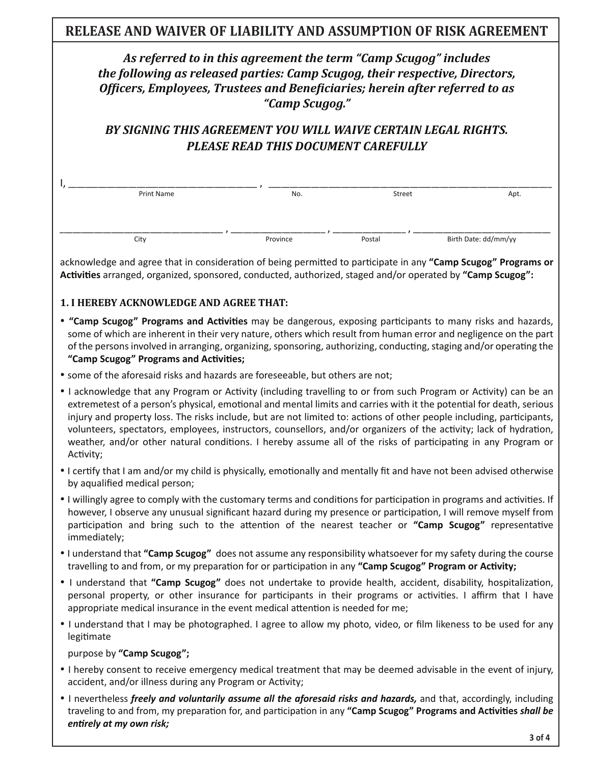# RELEASE AND WAIVER OF LIABILITY AND ASSUMPTION OF RISK AGREEMENT

***As referred to in this agreement the term "Camp Scugog" includes the following as released parties: Camp Scugog, their respective, Directors, Officers, Employees, Trustees and Beneficiaries; herein after referred to as "Camp Scugog."***

***BY SIGNING THIS AGREEMENT YOU WILL WAIVE CERTAIN LEGAL RIGHTS. PLEASE READ THIS DOCUMENT CAREFULLY***

I, ______________________________ , ______________________________________________
Print Name                                        No.                    Street                    Apt.

__________________________ , ________________ , ______________ , ______________________
City                                        Province                    Postal                    Birth Date: dd/mm/yy

acknowledge and agree that in consideration of being permitted to participate in any **"Camp Scugog" Programs or Activities** arranged, organized, sponsored, conducted, authorized, staged and/or operated by **"Camp Scugog":**

**1. I HEREBY ACKNOWLEDGE AND AGREE THAT:**

- **"Camp Scugog" Programs and Activities** may be dangerous, exposing participants to many risks and hazards, some of which are inherent in their very nature, others which result from human error and negligence on the part of the persons involved in arranging, organizing, sponsoring, authorizing, conducting, staging and/or operating the **"Camp Scugog" Programs and Activities;**
- some of the aforesaid risks and hazards are foreseeable, but others are not;
- I acknowledge that any Program or Activity (including travelling to or from such Program or Activity) can be an extremetest of a person's physical, emotional and mental limits and carries with it the potential for death, serious injury and property loss. The risks include, but are not limited to: actions of other people including, participants, volunteers, spectators, employees, instructors, counsellors, and/or organizers of the activity; lack of hydration, weather, and/or other natural conditions. I hereby assume all of the risks of participating in any Program or Activity;
- I certify that I am and/or my child is physically, emotionally and mentally fit and have not been advised otherwise by aqualified medical person;
- I willingly agree to comply with the customary terms and conditions for participation in programs and activities. If however, I observe any unusual significant hazard during my presence or participation, I will remove myself from participation and bring such to the attention of the nearest teacher or **"Camp Scugog"** representative immediately;
- I understand that **"Camp Scugog"** does not assume any responsibility whatsoever for my safety during the course travelling to and from, or my preparation for or participation in any **"Camp Scugog" Program or Activity;**
- I understand that **"Camp Scugog"** does not undertake to provide health, accident, disability, hospitalization, personal property, or other insurance for participants in their programs or activities. I affirm that I have appropriate medical insurance in the event medical attention is needed for me;
- I understand that I may be photographed. I agree to allow my photo, video, or film likeness to be used for any legitimate

  purpose by **"Camp Scugog";**
- I hereby consent to receive emergency medical treatment that may be deemed advisable in the event of injury, accident, and/or illness during any Program or Activity;
- I nevertheless ***freely and voluntarily assume all the aforesaid risks and hazards,*** and that, accordingly, including traveling to and from, my preparation for, and participation in any **"Camp Scugog" Programs and Activities** ***shall be entirely at my own risk;***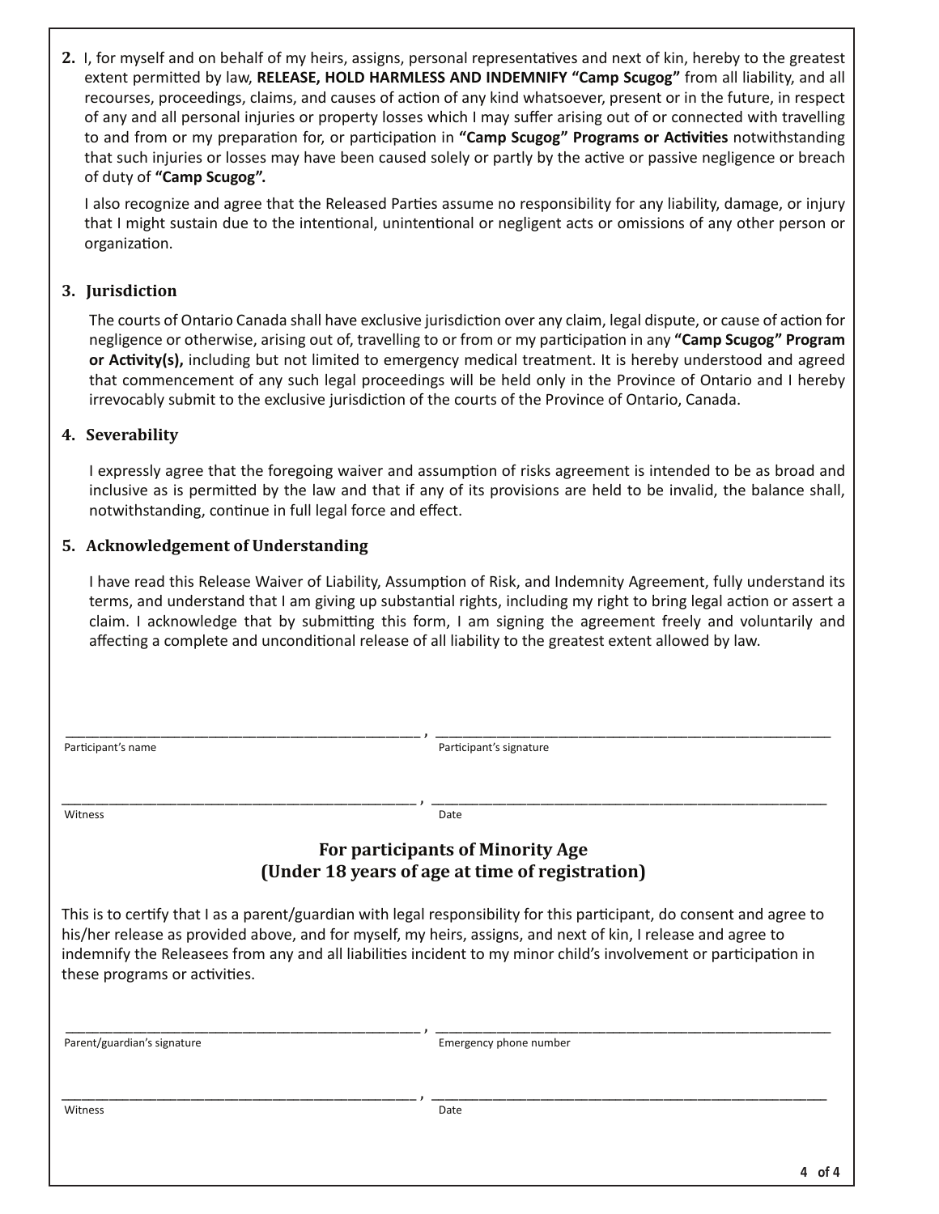**2.** I, for myself and on behalf of my heirs, assigns, personal representatives and next of kin, hereby to the greatest extent permitted by law, **RELEASE, HOLD HARMLESS AND INDEMNIFY "Camp Scugog"** from all liability, and all recourses, proceedings, claims, and causes of action of any kind whatsoever, present or in the future, in respect of any and all personal injuries or property losses which I may suffer arising out of or connected with travelling to and from or my preparation for, or participation in **"Camp Scugog" Programs or Activities** notwithstanding that such injuries or losses may have been caused solely or partly by the active or passive negligence or breach of duty of **"Camp Scugog".**

I also recognize and agree that the Released Parties assume no responsibility for any liability, damage, or injury that I might sustain due to the intentional, unintentional or negligent acts or omissions of any other person or organization.

### 3. Jurisdiction

The courts of Ontario Canada shall have exclusive jurisdiction over any claim, legal dispute, or cause of action for negligence or otherwise, arising out of, travelling to or from or my participation in any **"Camp Scugog" Program or Activity(s),** including but not limited to emergency medical treatment. It is hereby understood and agreed that commencement of any such legal proceedings will be held only in the Province of Ontario and I hereby irrevocably submit to the exclusive jurisdiction of the courts of the Province of Ontario, Canada.

### 4. Severability

I expressly agree that the foregoing waiver and assumption of risks agreement is intended to be as broad and inclusive as is permitted by the law and that if any of its provisions are held to be invalid, the balance shall, notwithstanding, continue in full legal force and effect.

### 5. Acknowledgement of Understanding

I have read this Release Waiver of Liability, Assumption of Risk, and Indemnity Agreement, fully understand its terms, and understand that I am giving up substantial rights, including my right to bring legal action or assert a claim. I acknowledge that by submitting this form, I am signing the agreement freely and voluntarily and affecting a complete and unconditional release of all liability to the greatest extent allowed by law.

\_\_\_\_\_\_\_\_\_\_\_\_\_\_\_\_\_\_\_\_\_\_\_\_\_\_\_\_\_\_\_\_\_\_\_\_\_\_\_\_ , \_\_\_\_\_\_\_\_\_\_\_\_\_\_\_\_\_\_\_\_\_\_\_\_\_\_\_\_\_\_\_\_\_\_\_\_\_\_\_\_

Participant's name — Participant's signature

\_\_\_\_\_\_\_\_\_\_\_\_\_\_\_\_\_\_\_\_\_\_\_\_\_\_\_\_\_\_\_\_\_\_\_\_\_\_\_\_ , \_\_\_\_\_\_\_\_\_\_\_\_\_\_\_\_\_\_\_\_\_\_\_\_\_\_\_\_\_\_\_\_\_\_\_\_\_\_\_\_

Witness — Date

## For participants of Minority Age
## (Under 18 years of age at time of registration)

This is to certify that I as a parent/guardian with legal responsibility for this participant, do consent and agree to his/her release as provided above, and for myself, my heirs, assigns, and next of kin, I release and agree to indemnify the Releasees from any and all liabilities incident to my minor child's involvement or participation in these programs or activities.

\_\_\_\_\_\_\_\_\_\_\_\_\_\_\_\_\_\_\_\_\_\_\_\_\_\_\_\_\_\_\_\_\_\_\_\_\_\_\_\_ , \_\_\_\_\_\_\_\_\_\_\_\_\_\_\_\_\_\_\_\_\_\_\_\_\_\_\_\_\_\_\_\_\_\_\_\_\_\_\_\_

Parent/guardian's signature — Emergency phone number

\_\_\_\_\_\_\_\_\_\_\_\_\_\_\_\_\_\_\_\_\_\_\_\_\_\_\_\_\_\_\_\_\_\_\_\_\_\_\_\_ , \_\_\_\_\_\_\_\_\_\_\_\_\_\_\_\_\_\_\_\_\_\_\_\_\_\_\_\_\_\_\_\_\_\_\_\_\_\_\_\_

Witness — Date